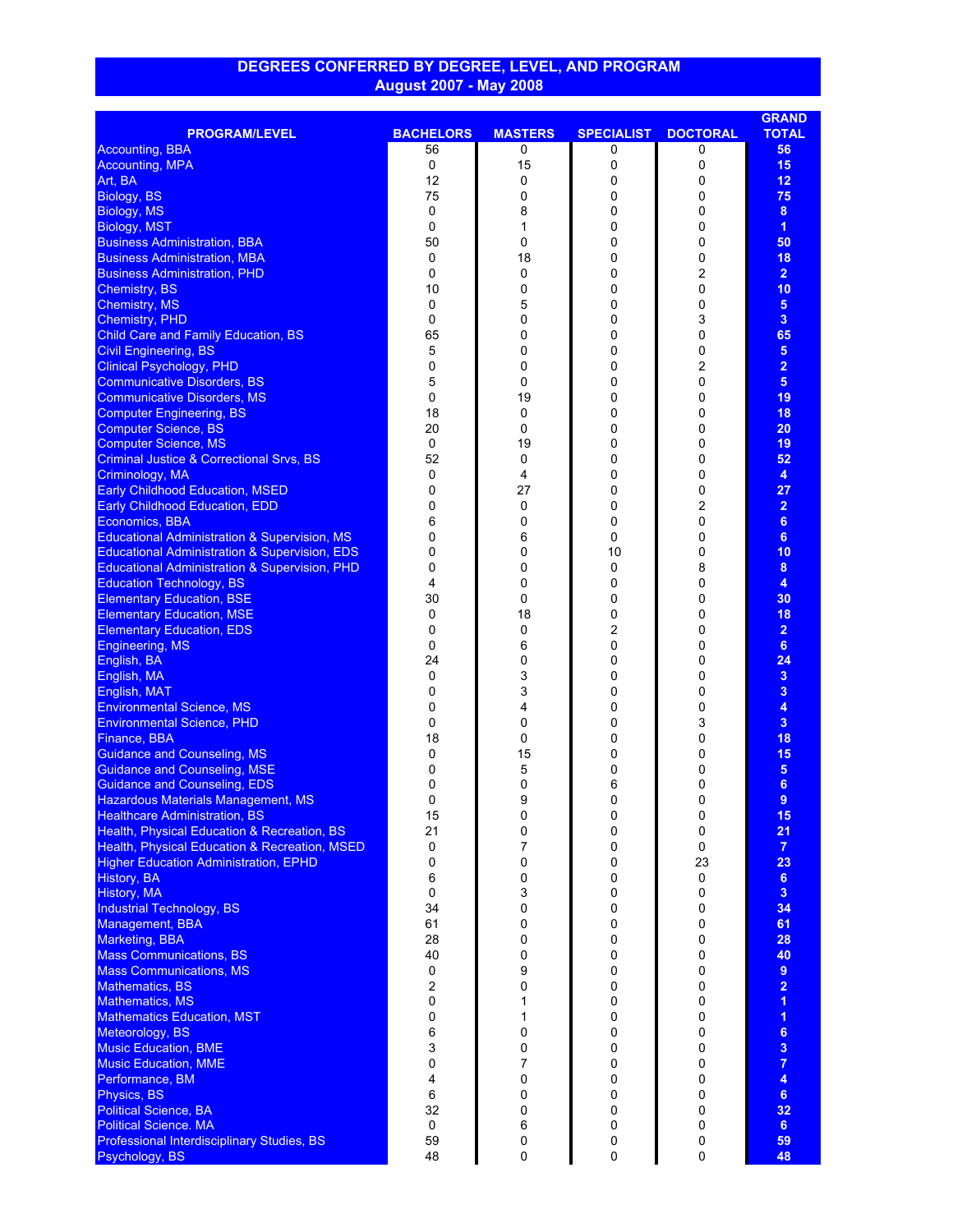# DEGREES CONFERRED BY DEGREE, LEVEL, AND PROGRAM
## August 2007 - May 2008

| PROGRAM/LEVEL | BACHELORS | MASTERS | SPECIALIST | DOCTORAL | GRAND TOTAL |
|---|---|---|---|---|---|
| Accounting, BBA | 56 | 0 | 0 | 0 | **56** |
| Accounting, MPA | 0 | 15 | 0 | 0 | **15** |
| Art, BA | 12 | 0 | 0 | 0 | **12** |
| Biology, BS | 75 | 0 | 0 | 0 | **75** |
| Biology, MS | 0 | 8 | 0 | 0 | **8** |
| Biology, MST | 0 | 1 | 0 | 0 | **1** |
| Business Administration, BBA | 50 | 0 | 0 | 0 | **50** |
| Business Administration, MBA | 0 | 18 | 0 | 0 | **18** |
| Business Administration, PHD | 0 | 0 | 0 | 2 | **2** |
| Chemistry, BS | 10 | 0 | 0 | 0 | **10** |
| Chemistry, MS | 0 | 5 | 0 | 0 | **5** |
| Chemistry, PHD | 0 | 0 | 0 | 3 | **3** |
| Child Care and Family Education, BS | 65 | 0 | 0 | 0 | **65** |
| Civil Engineering, BS | 5 | 0 | 0 | 0 | **5** |
| Clinical Psychology, PHD | 0 | 0 | 0 | 2 | **2** |
| Communicative Disorders, BS | 5 | 0 | 0 | 0 | **5** |
| Communicative Disorders, MS | 0 | 19 | 0 | 0 | **19** |
| Computer Engineering, BS | 18 | 0 | 0 | 0 | **18** |
| Computer Science, BS | 20 | 0 | 0 | 0 | **20** |
| Computer Science, MS | 0 | 19 | 0 | 0 | **19** |
| Criminal Justice & Correctional Srvs, BS | 52 | 0 | 0 | 0 | **52** |
| Criminology, MA | 0 | 4 | 0 | 0 | **4** |
| Early Childhood Education, MSED | 0 | 27 | 0 | 0 | **27** |
| Early Childhood Education, EDD | 0 | 0 | 0 | 2 | **2** |
| Economics, BBA | 6 | 0 | 0 | 0 | **6** |
| Educational Administration & Supervision, MS | 0 | 6 | 0 | 0 | **6** |
| Educational Administration & Supervision, EDS | 0 | 0 | 10 | 0 | **10** |
| Educational Administration & Supervision, PHD | 0 | 0 | 0 | 8 | **8** |
| Education Technology, BS | 4 | 0 | 0 | 0 | **4** |
| Elementary Education, BSE | 30 | 0 | 0 | 0 | **30** |
| Elementary Education, MSE | 0 | 18 | 0 | 0 | **18** |
| Elementary Education, EDS | 0 | 0 | 2 | 0 | **2** |
| Engineering, MS | 0 | 6 | 0 | 0 | **6** |
| English, BA | 24 | 0 | 0 | 0 | **24** |
| English, MA | 0 | 3 | 0 | 0 | **3** |
| English, MAT | 0 | 3 | 0 | 0 | **3** |
| Environmental Science, MS | 0 | 4 | 0 | 0 | **4** |
| Environmental Science, PHD | 0 | 0 | 0 | 3 | **3** |
| Finance, BBA | 18 | 0 | 0 | 0 | **18** |
| Guidance and Counseling, MS | 0 | 15 | 0 | 0 | **15** |
| Guidance and Counseling, MSE | 0 | 5 | 0 | 0 | **5** |
| Guidance and Counseling, EDS | 0 | 0 | 6 | 0 | **6** |
| Hazardous Materials Management, MS | 0 | 9 | 0 | 0 | **9** |
| Healthcare Administration, BS | 15 | 0 | 0 | 0 | **15** |
| Health, Physical Education & Recreation, BS | 21 | 0 | 0 | 0 | **21** |
| Health, Physical Education & Recreation, MSED | 0 | 7 | 0 | 0 | **7** |
| Higher Education Administration, EPHD | 0 | 0 | 0 | 23 | **23** |
| History, BA | 6 | 0 | 0 | 0 | **6** |
| History, MA | 0 | 3 | 0 | 0 | **3** |
| Industrial Technology, BS | 34 | 0 | 0 | 0 | **34** |
| Management, BBA | 61 | 0 | 0 | 0 | **61** |
| Marketing, BBA | 28 | 0 | 0 | 0 | **28** |
| Mass Communications, BS | 40 | 0 | 0 | 0 | **40** |
| Mass Communications, MS | 0 | 9 | 0 | 0 | **9** |
| Mathematics, BS | 2 | 0 | 0 | 0 | **2** |
| Mathematics, MS | 0 | 1 | 0 | 0 | **1** |
| Mathematics Education, MST | 0 | 1 | 0 | 0 | **1** |
| Meteorology, BS | 6 | 0 | 0 | 0 | **6** |
| Music Education, BME | 3 | 0 | 0 | 0 | **3** |
| Music Education, MME | 0 | 7 | 0 | 0 | **7** |
| Performance, BM | 4 | 0 | 0 | 0 | **4** |
| Physics, BS | 6 | 0 | 0 | 0 | **6** |
| Political Science, BA | 32 | 0 | 0 | 0 | **32** |
| Political Science. MA | 0 | 6 | 0 | 0 | **6** |
| Professional Interdisciplinary Studies, BS | 59 | 0 | 0 | 0 | **59** |
| Psychology, BS | 48 | 0 | 0 | 0 | **48** |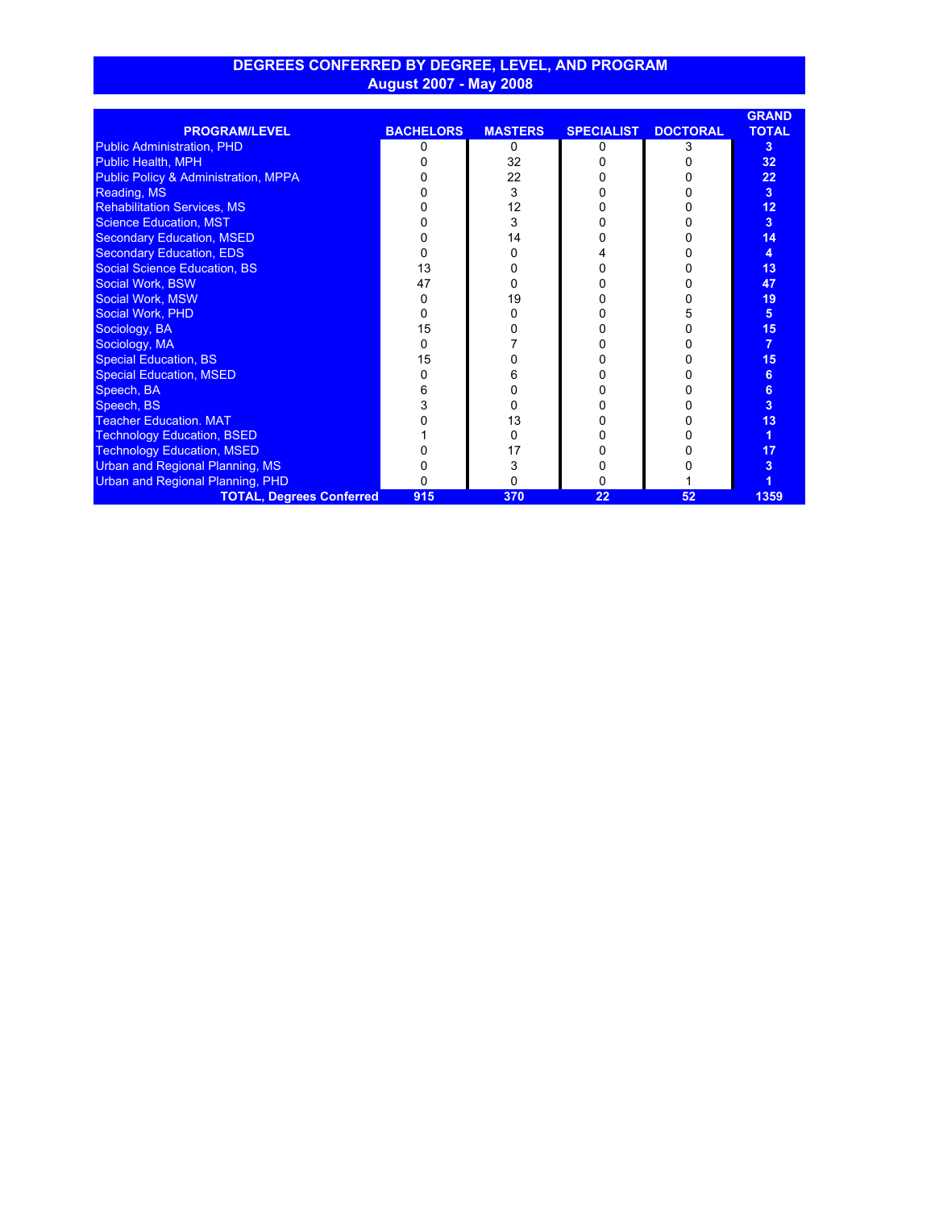## DEGREES CONFERRED BY DEGREE, LEVEL, AND PROGRAM
### August 2007 - May 2008

| PROGRAM/LEVEL | BACHELORS | MASTERS | SPECIALIST | DOCTORAL | GRAND TOTAL |
|---|---|---|---|---|---|
| Public Administration, PHD | 0 | 0 | 0 | 3 | **3** |
| Public Health, MPH | 0 | 32 | 0 | 0 | **32** |
| Public Policy & Administration, MPPA | 0 | 22 | 0 | 0 | **22** |
| Reading, MS | 0 | 3 | 0 | 0 | **3** |
| Rehabilitation Services, MS | 0 | 12 | 0 | 0 | **12** |
| Science Education, MST | 0 | 3 | 0 | 0 | **3** |
| Secondary Education, MSED | 0 | 14 | 0 | 0 | **14** |
| Secondary Education, EDS | 0 | 0 | 4 | 0 | **4** |
| Social Science Education, BS | 13 | 0 | 0 | 0 | **13** |
| Social Work, BSW | 47 | 0 | 0 | 0 | **47** |
| Social Work, MSW | 0 | 19 | 0 | 0 | **19** |
| Social Work, PHD | 0 | 0 | 0 | 5 | **5** |
| Sociology, BA | 15 | 0 | 0 | 0 | **15** |
| Sociology, MA | 0 | 7 | 0 | 0 | **7** |
| Special Education, BS | 15 | 0 | 0 | 0 | **15** |
| Special Education, MSED | 0 | 6 | 0 | 0 | **6** |
| Speech, BA | 6 | 0 | 0 | 0 | **6** |
| Speech, BS | 3 | 0 | 0 | 0 | **3** |
| Teacher Education. MAT | 0 | 13 | 0 | 0 | **13** |
| Technology Education, BSED | 1 | 0 | 0 | 0 | **1** |
| Technology Education, MSED | 0 | 17 | 0 | 0 | **17** |
| Urban and Regional Planning, MS | 0 | 3 | 0 | 0 | **3** |
| Urban and Regional Planning, PHD | 0 | 0 | 0 | 1 | **1** |
| **TOTAL, Degrees Conferred** | **915** | **370** | **22** | **52** | **1359** |